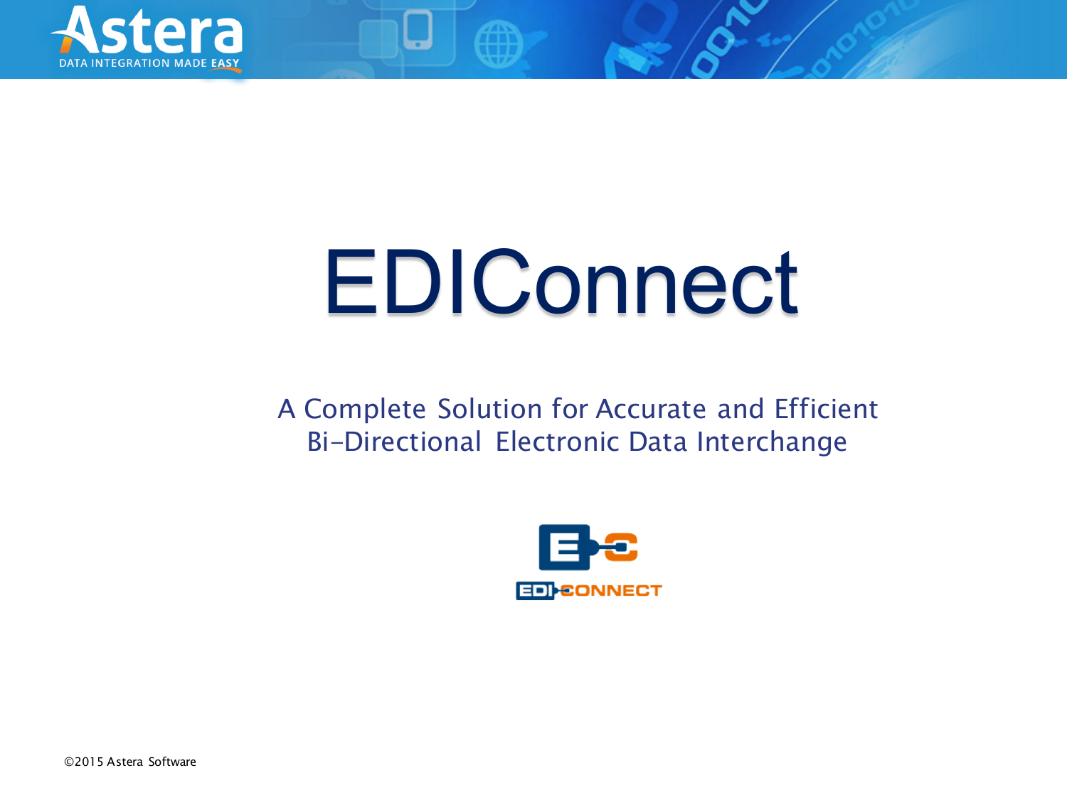# EDIConnect

A Complete Solution for Accurate and Efficient Bi-Directional Electronic Data Interchange

©2015 Astera Software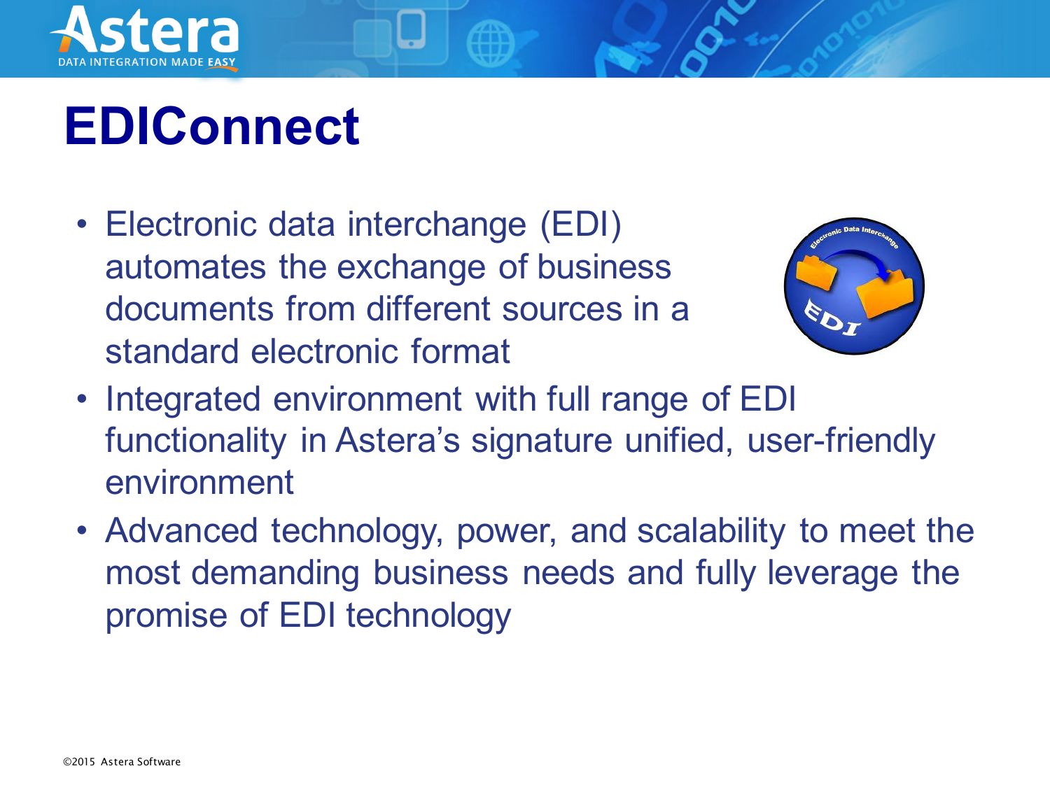# EDIConnect

- Electronic data interchange (EDI) automates the exchange of business documents from different sources in a standard electronic format
- Integrated environment with full range of EDI functionality in Astera's signature unified, user-friendly environment
- Advanced technology, power, and scalability to meet the most demanding business needs and fully leverage the promise of EDI technology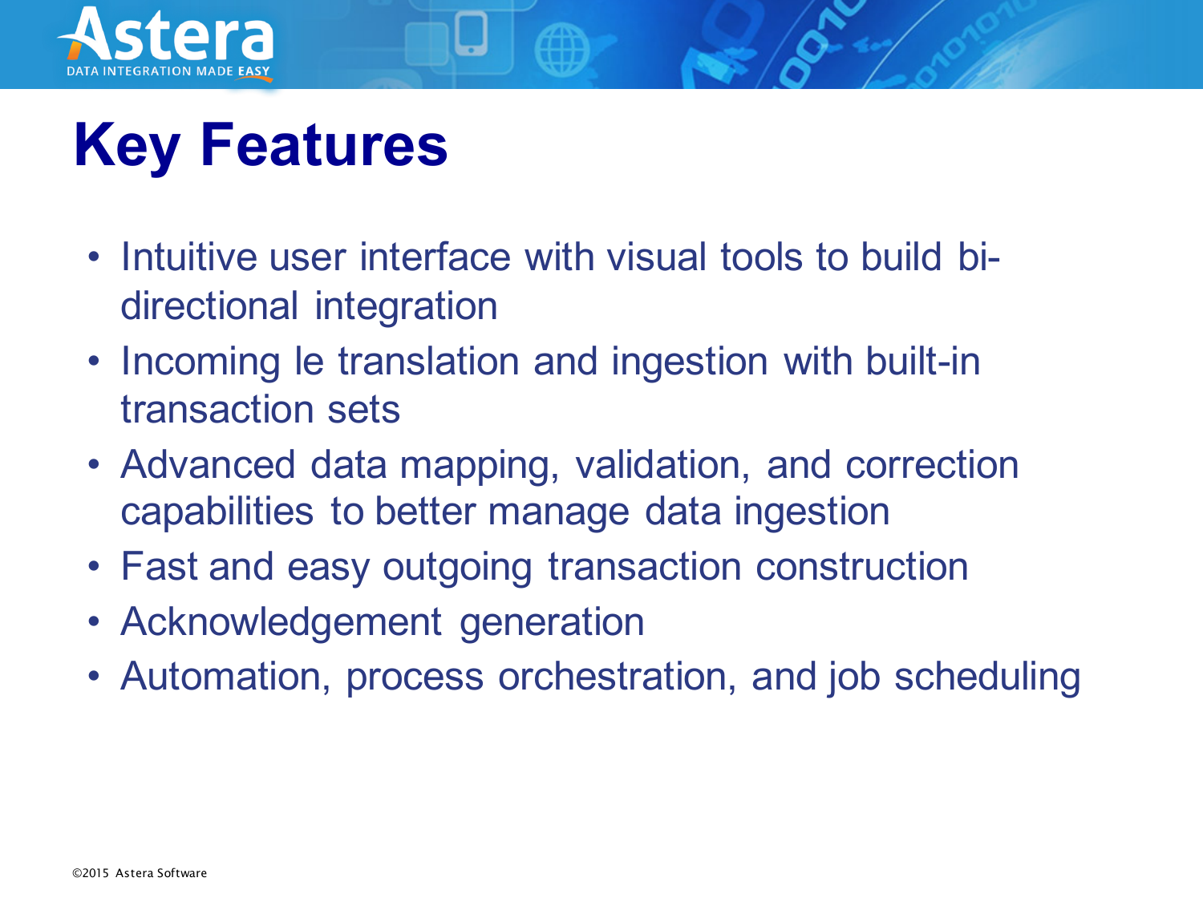# Key Features

- Intuitive user interface with visual tools to build bi-directional integration
- Incoming le translation and ingestion with built-in transaction sets
- Advanced data mapping, validation, and correction capabilities to better manage data ingestion
- Fast and easy outgoing transaction construction
- Acknowledgement generation
- Automation, process orchestration, and job scheduling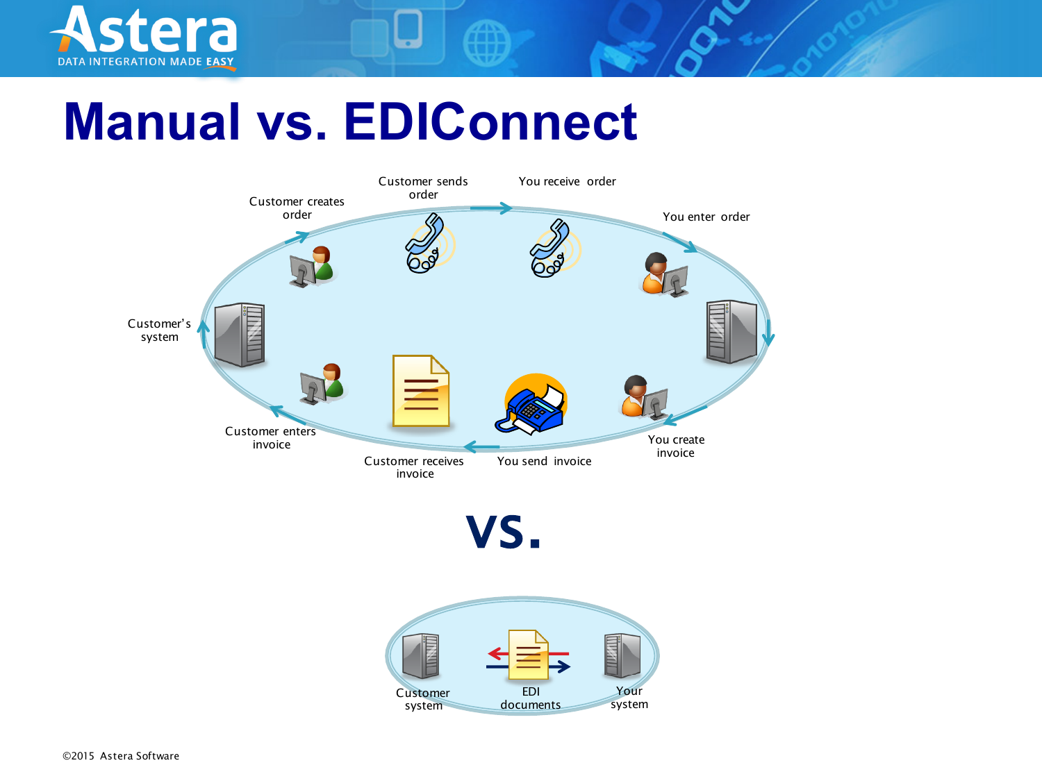# Manual vs. EDIConnect

Customer creates order

Customer sends order

You receive order

You enter order

Customer's system

You create invoice

You send invoice

Customer receives invoice

Customer enters invoice

vs.

Customer system

EDI documents

Your system

©2015 Astera Software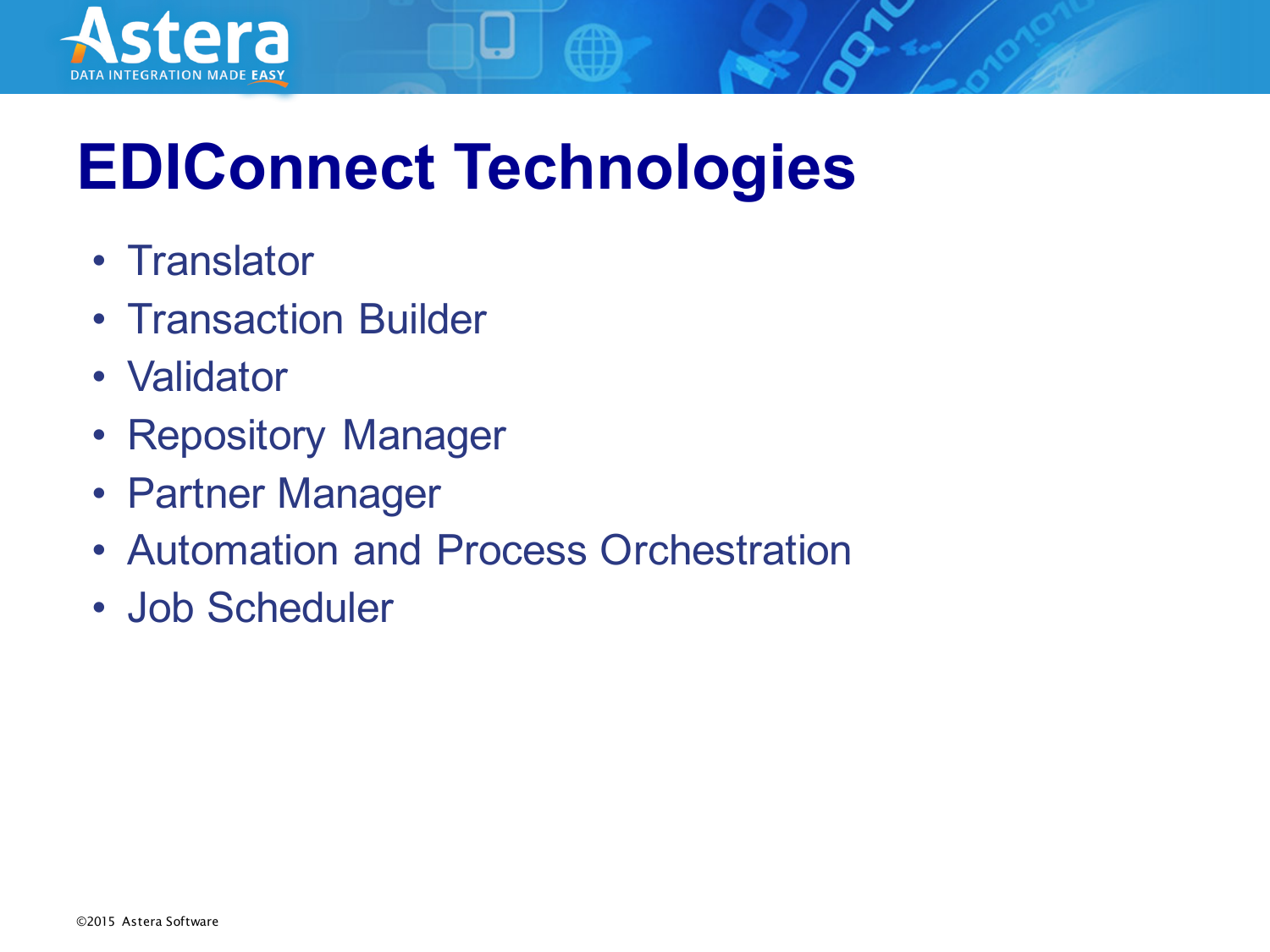# EDIConnect Technologies

- Translator
- Transaction Builder
- Validator
- Repository Manager
- Partner Manager
- Automation and Process Orchestration
- Job Scheduler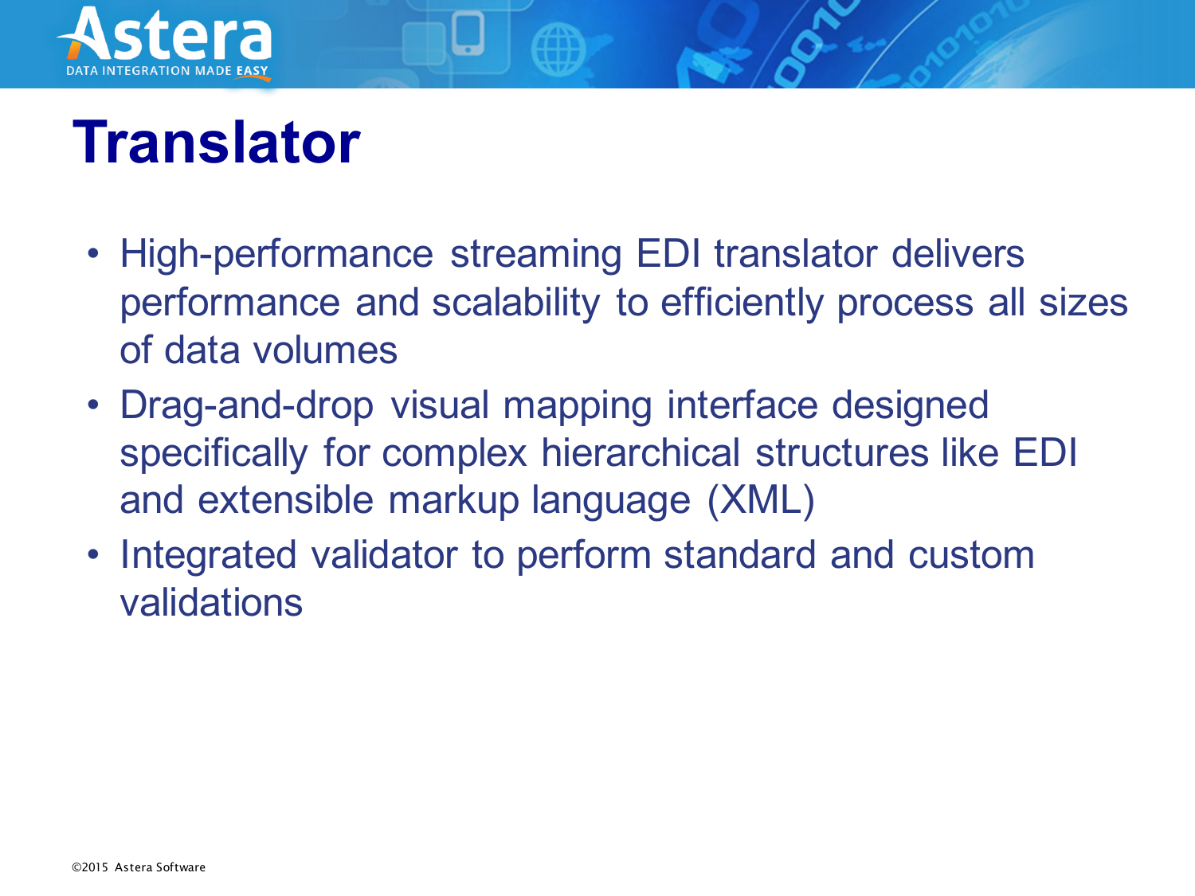# Translator

- High-performance streaming EDI translator delivers performance and scalability to efficiently process all sizes of data volumes
- Drag-and-drop visual mapping interface designed specifically for complex hierarchical structures like EDI and extensible markup language (XML)
- Integrated validator to perform standard and custom validations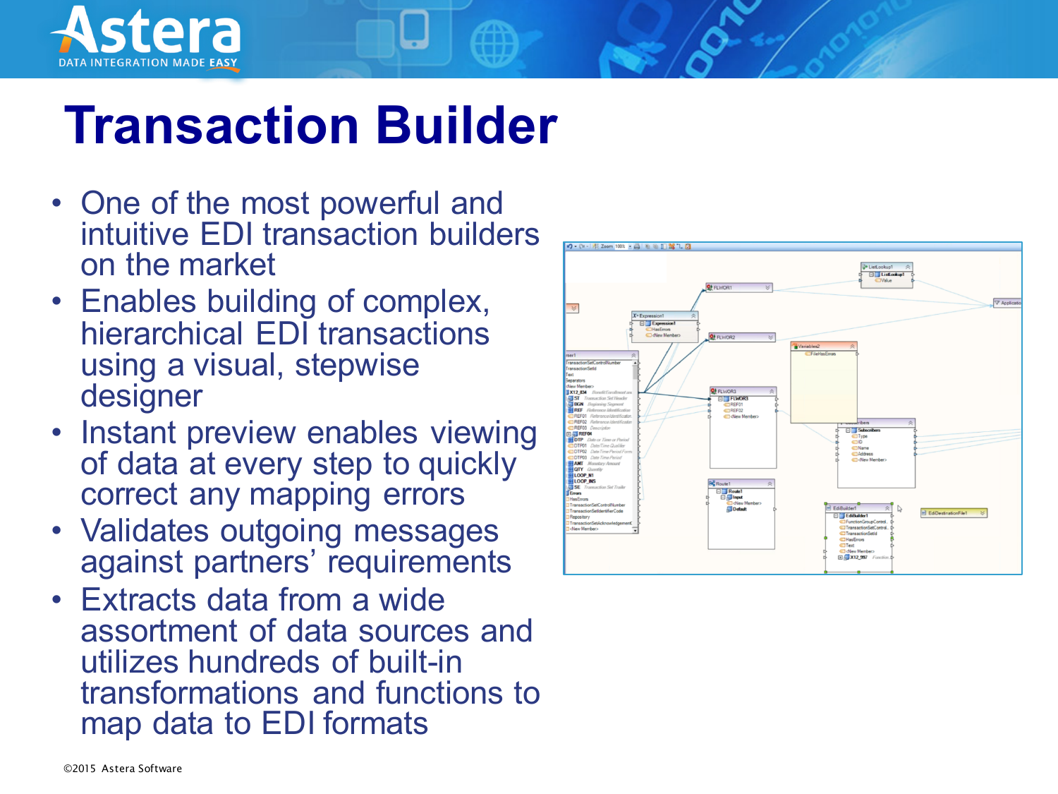# Transaction Builder

- One of the most powerful and intuitive EDI transaction builders on the market
- Enables building of complex, hierarchical EDI transactions using a visual, stepwise designer
- Instant preview enables viewing of data at every step to quickly correct any mapping errors
- Validates outgoing messages against partners' requirements
- Extracts data from a wide assortment of data sources and utilizes hundreds of built-in transformations and functions to map data to EDI formats

©2015 Astera Software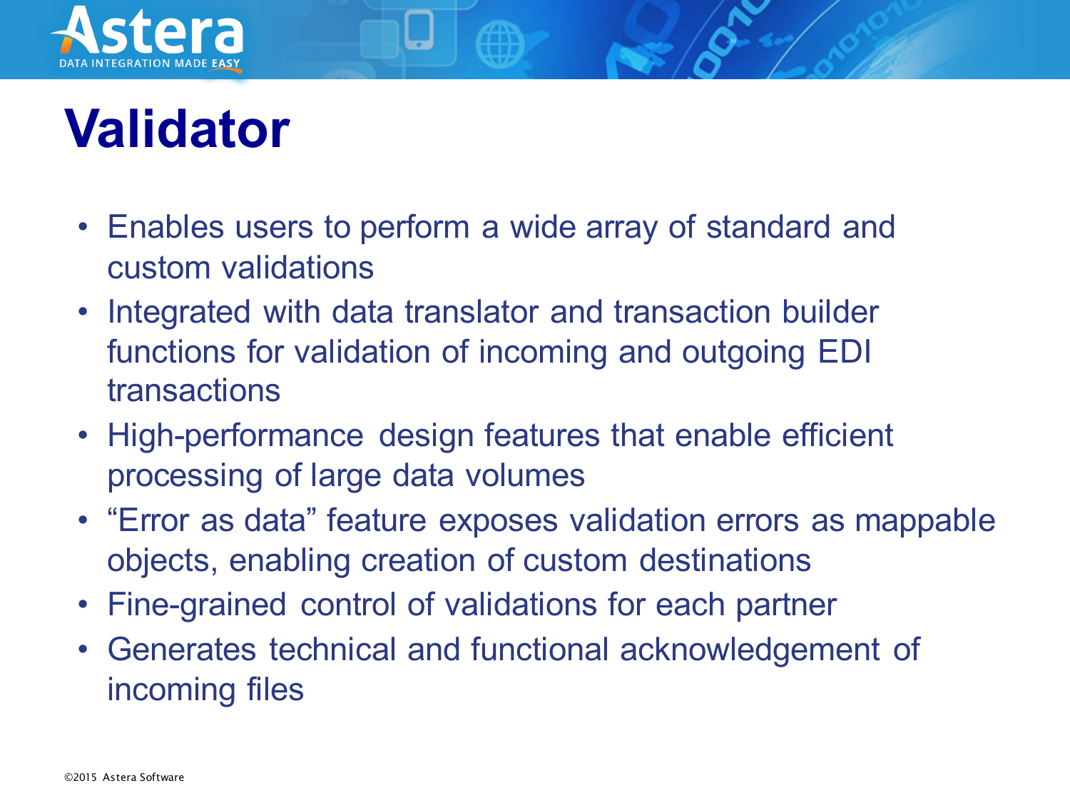# Validator

- Enables users to perform a wide array of standard and custom validations
- Integrated with data translator and transaction builder functions for validation of incoming and outgoing EDI transactions
- High-performance design features that enable efficient processing of large data volumes
- “Error as data” feature exposes validation errors as mappable objects, enabling creation of custom destinations
- Fine-grained control of validations for each partner
- Generates technical and functional acknowledgement of incoming files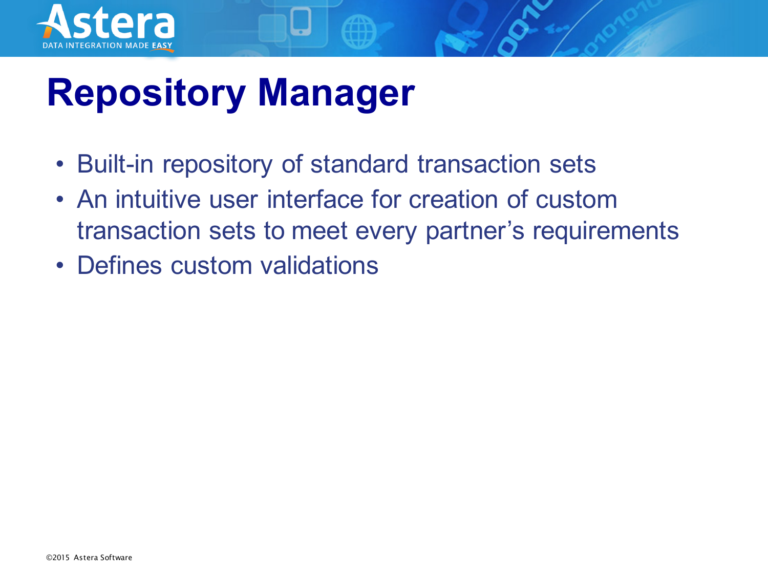# Repository Manager

- Built-in repository of standard transaction sets
- An intuitive user interface for creation of custom transaction sets to meet every partner’s requirements
- Defines custom validations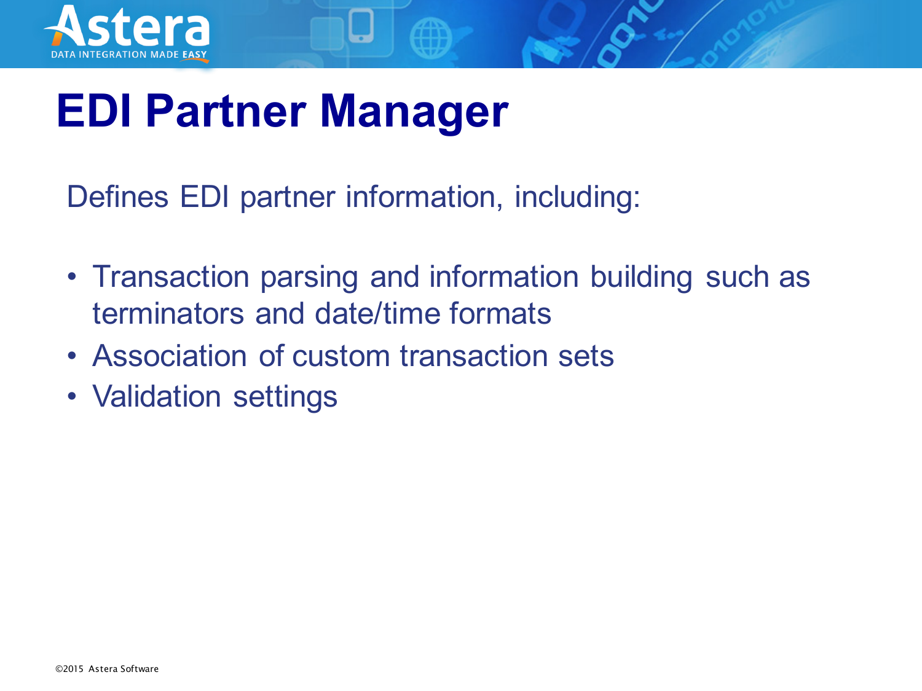# EDI Partner Manager

Defines EDI partner information, including:

- Transaction parsing and information building such as terminators and date/time formats
- Association of custom transaction sets
- Validation settings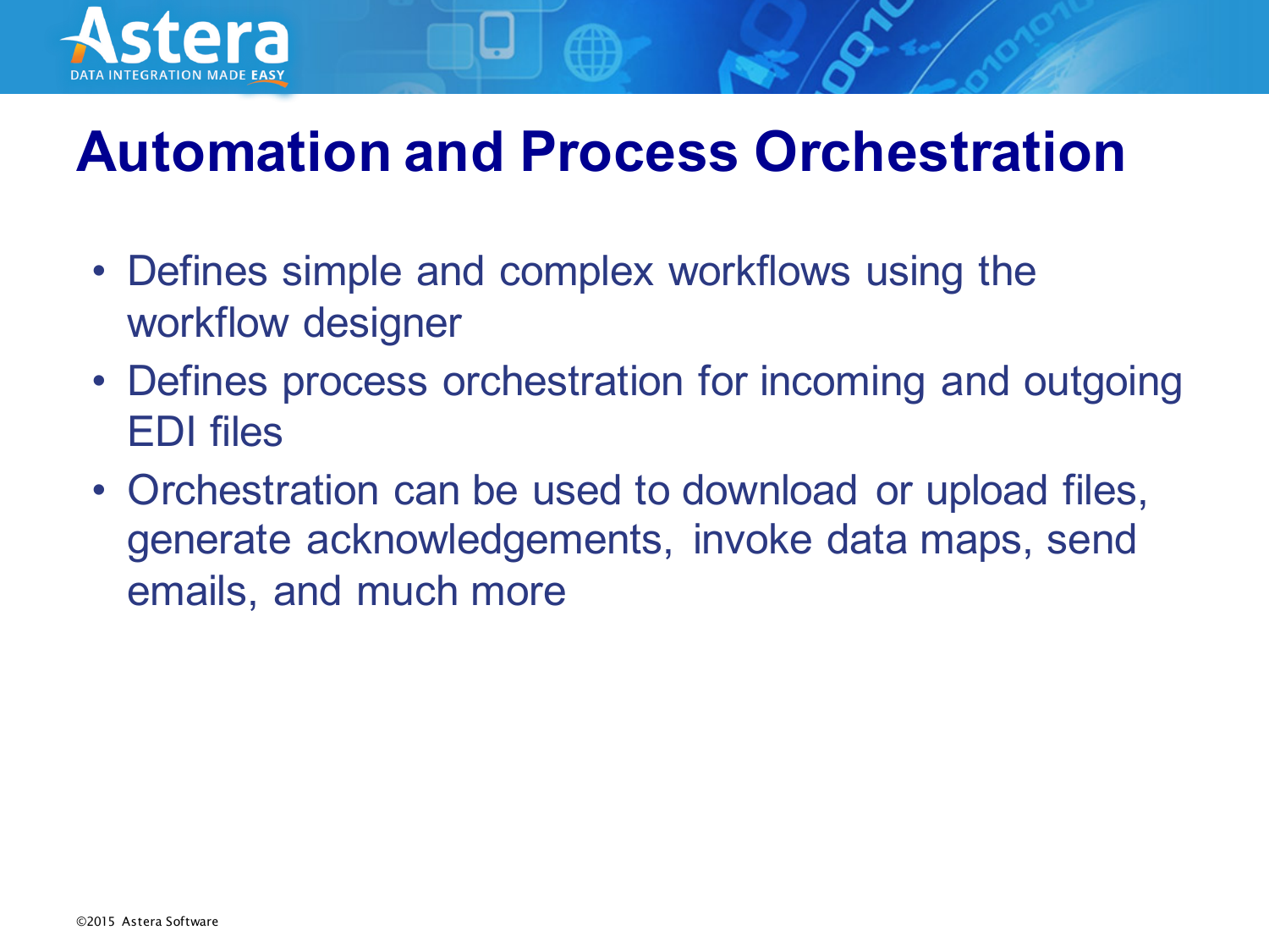# Automation and Process Orchestration

- Defines simple and complex workflows using the workflow designer
- Defines process orchestration for incoming and outgoing EDI files
- Orchestration can be used to download or upload files, generate acknowledgements, invoke data maps, send emails, and much more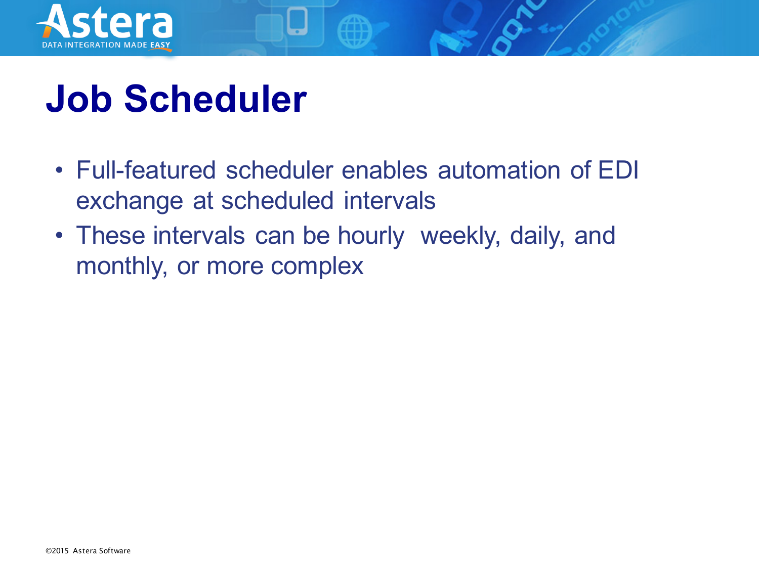# Job Scheduler

- Full-featured scheduler enables automation of EDI exchange at scheduled intervals
- These intervals can be hourly weekly, daily, and monthly, or more complex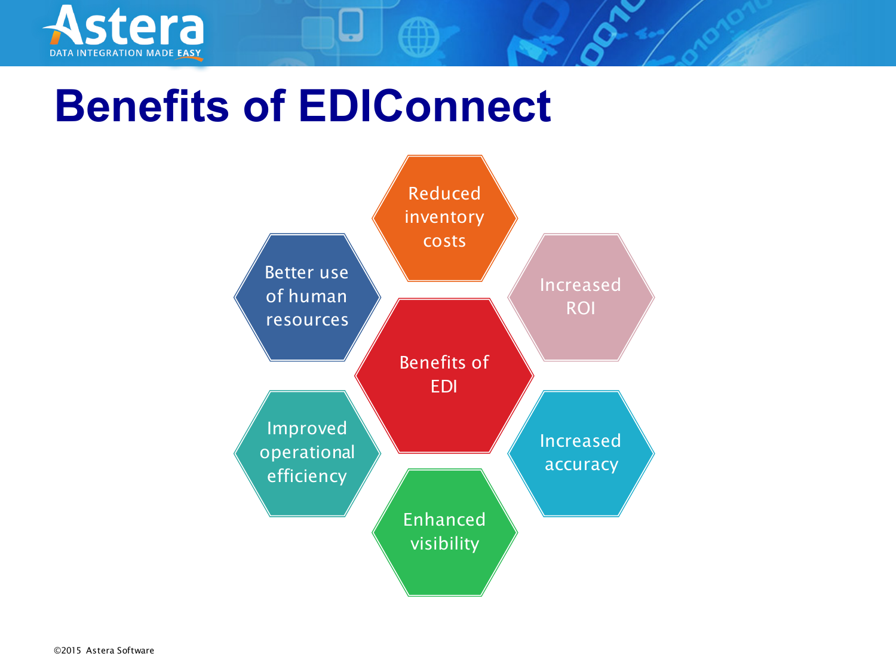# Benefits of EDIConnect

Reduced inventory costs

Better use of human resources

Increased ROI

Benefits of EDI

Improved operational efficiency

Increased accuracy

Enhanced visibility